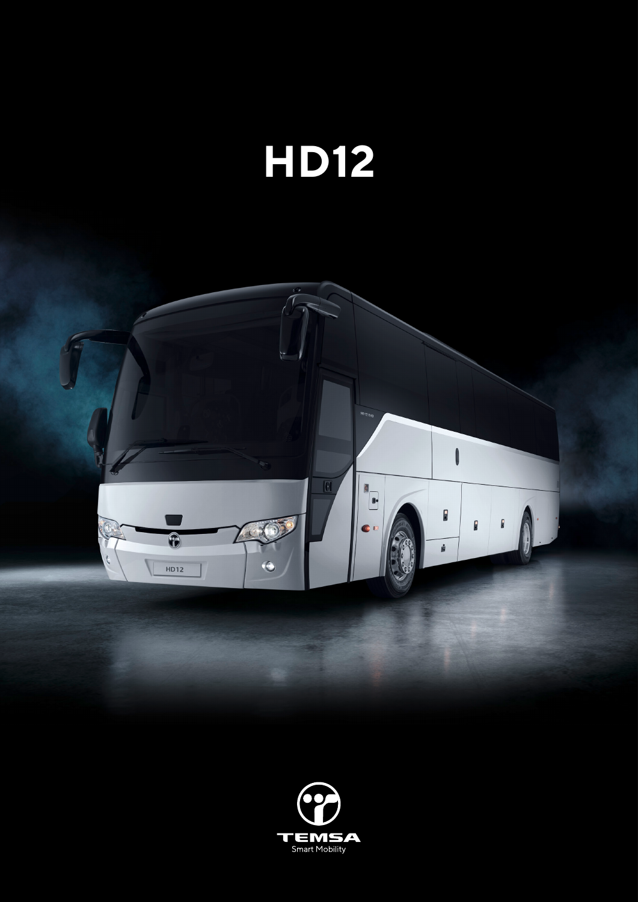# HD12

TEMSA

Smart Mobility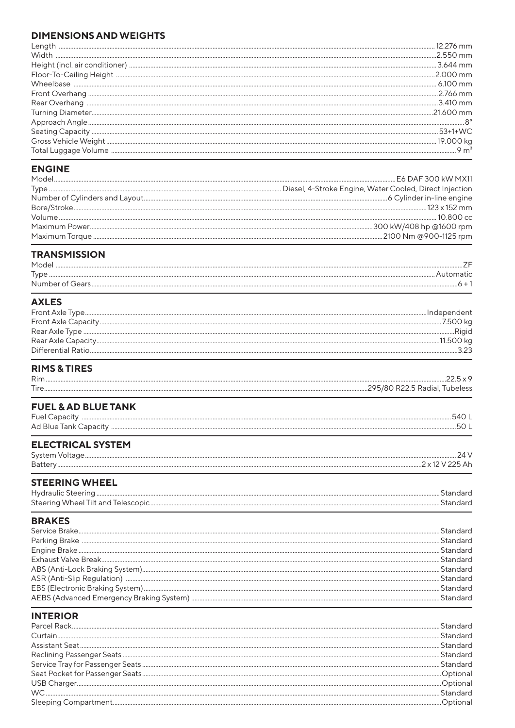## DIMENSIONS AND WEIGHTS

| | |
|---|---|
| Length | 12.276 mm |
| Width | 2.550 mm |
| Height (incl. air conditioner) | 3.644 mm |
| Floor-To-Ceiling Height | 2.000 mm |
| Wheelbase | 6.100 mm |
| Front Overhang | 2.766 mm |
| Rear Overhang | 3.410 mm |
| Turning Diameter | 21.600 mm |
| Approach Angle | 8° |
| Seating Capacity | 53+1+WC |
| Gross Vehicle Weight | 19.000 kg |
| Total Luggage Volume | 9 m³ |

## ENGINE

| | |
|---|---|
| Model | E6 DAF 300 kW MX11 |
| Type | Diesel, 4-Stroke Engine, Water Cooled, Direct Injection |
| Number of Cylinders and Layout | 6 Cylinder in-line engine |
| Bore/Stroke | 123 x 152 mm |
| Volume | 10.800 cc |
| Maximum Power | 300 kW/408 hp @1600 rpm |
| Maximum Torque | 2100 Nm @900-1125 rpm |

## TRANSMISSION

| | |
|---|---|
| Model | ZF |
| Type | Automatic |
| Number of Gears | 6 + 1 |

## AXLES

| | |
|---|---|
| Front Axle Type | Independent |
| Front Axle Capacity | 7.500 kg |
| Rear Axle Type | Rigid |
| Rear Axle Capacity | 11.500 kg |
| Differential Ratio | 3.23 |

## RIMS & TIRES

| | |
|---|---|
| Rim | 22.5 x 9 |
| Tire | 295/80 R22.5 Radial, Tubeless |

## FUEL & AD BLUE TANK

| | |
|---|---|
| Fuel Capacity | 540 L |
| Ad Blue Tank Capacity | 50 L |

## ELECTRICAL SYSTEM

| | |
|---|---|
| System Voltage | 24 V |
| Battery | 2 x 12 V 225 Ah |

## STEERING WHEEL

| | |
|---|---|
| Hydraulic Steering | Standard |
| Steering Wheel Tilt and Telescopic | Standard |

## BRAKES

| | |
|---|---|
| Service Brake | Standard |
| Parking Brake | Standard |
| Engine Brake | Standard |
| Exhaust Valve Break | Standard |
| ABS (Anti-Lock Braking System) | Standard |
| ASR (Anti-Slip Regulation) | Standard |
| EBS (Electronic Braking System) | Standard |
| AEBS (Advanced Emergency Braking System) | Standard |

## INTERIOR

| | |
|---|---|
| Parcel Rack | Standard |
| Curtain | Standard |
| Assistant Seat | Standard |
| Reclining Passenger Seats | Standard |
| Service Tray for Passenger Seats | Standard |
| Seat Pocket for Passenger Seats | Optional |
| USB Charger | Optional |
| WC | Standard |
| Sleeping Compartment | Optional |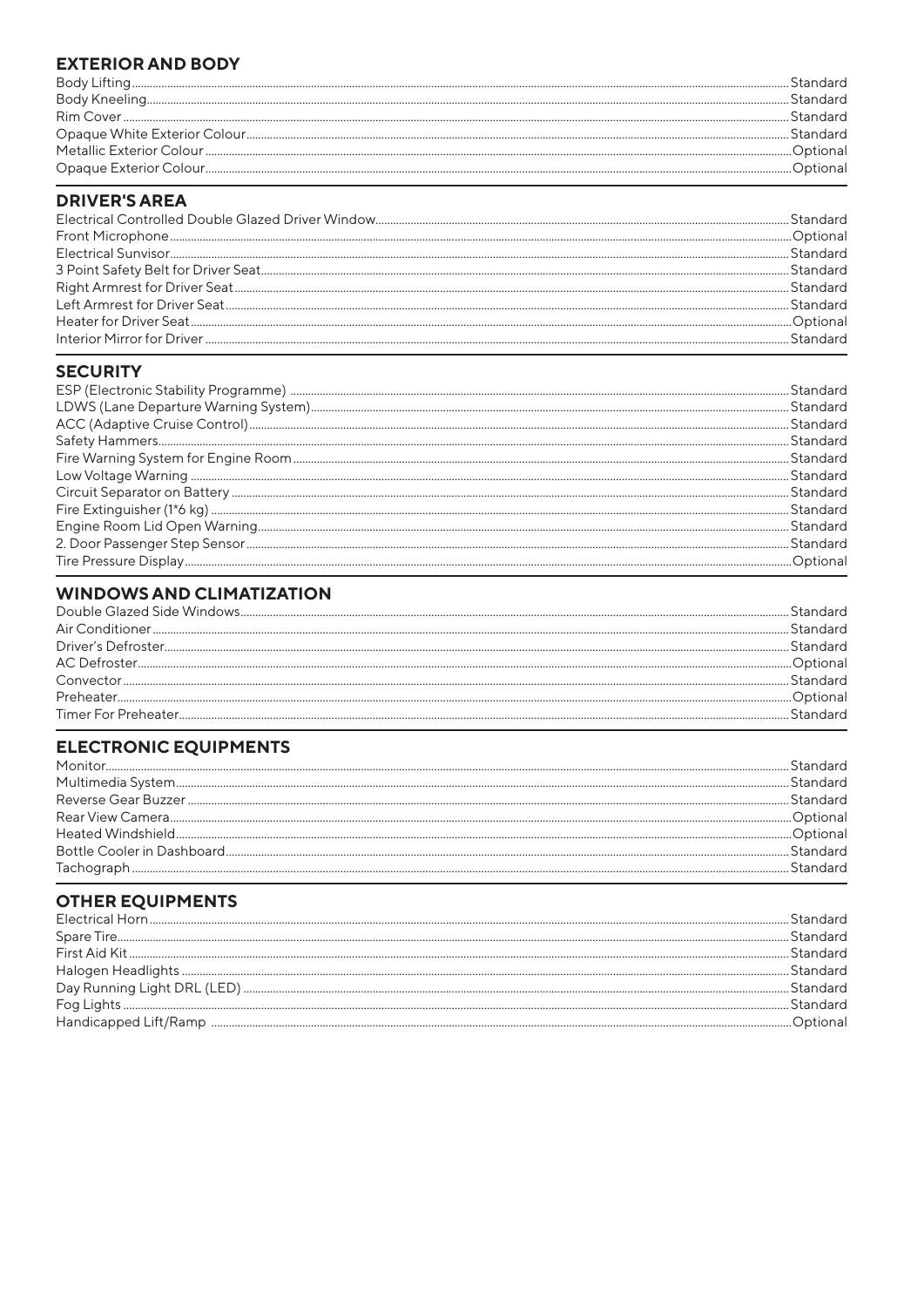## EXTERIOR AND BODY

| Feature | Availability |
|---|---|
| Body Lifting | Standard |
| Body Kneeling | Standard |
| Rim Cover | Standard |
| Opaque White Exterior Colour | Standard |
| Metallic Exterior Colour | Optional |
| Opaque Exterior Colour | Optional |

## DRIVER'S AREA

| Feature | Availability |
|---|---|
| Electrical Controlled Double Glazed Driver Window | Standard |
| Front Microphone | Optional |
| Electrical Sunvisor | Standard |
| 3 Point Safety Belt for Driver Seat | Standard |
| Right Armrest for Driver Seat | Standard |
| Left Armrest for Driver Seat | Standard |
| Heater for Driver Seat | Optional |
| Interior Mirror for Driver | Standard |

## SECURITY

| Feature | Availability |
|---|---|
| ESP (Electronic Stability Programme) | Standard |
| LDWS (Lane Departure Warning System) | Standard |
| ACC (Adaptive Cruise Control) | Standard |
| Safety Hammers | Standard |
| Fire Warning System for Engine Room | Standard |
| Low Voltage Warning | Standard |
| Circuit Separator on Battery | Standard |
| Fire Extinguisher (1*6 kg) | Standard |
| Engine Room Lid Open Warning | Standard |
| 2. Door Passenger Step Sensor | Standard |
| Tire Pressure Display | Optional |

## WINDOWS AND CLIMATIZATION

| Feature | Availability |
|---|---|
| Double Glazed Side Windows | Standard |
| Air Conditioner | Standard |
| Driver's Defroster | Standard |
| AC Defroster | Optional |
| Convector | Standard |
| Preheater | Optional |
| Timer For Preheater | Standard |

## ELECTRONIC EQUIPMENTS

| Feature | Availability |
|---|---|
| Monitor | Standard |
| Multimedia System | Standard |
| Reverse Gear Buzzer | Standard |
| Rear View Camera | Optional |
| Heated Windshield | Optional |
| Bottle Cooler in Dashboard | Standard |
| Tachograph | Standard |

## OTHER EQUIPMENTS

| Feature | Availability |
|---|---|
| Electrical Horn | Standard |
| Spare Tire | Standard |
| First Aid Kit | Standard |
| Halogen Headlights | Standard |
| Day Running Light DRL (LED) | Standard |
| Fog Lights | Standard |
| Handicapped Lift/Ramp | Optional |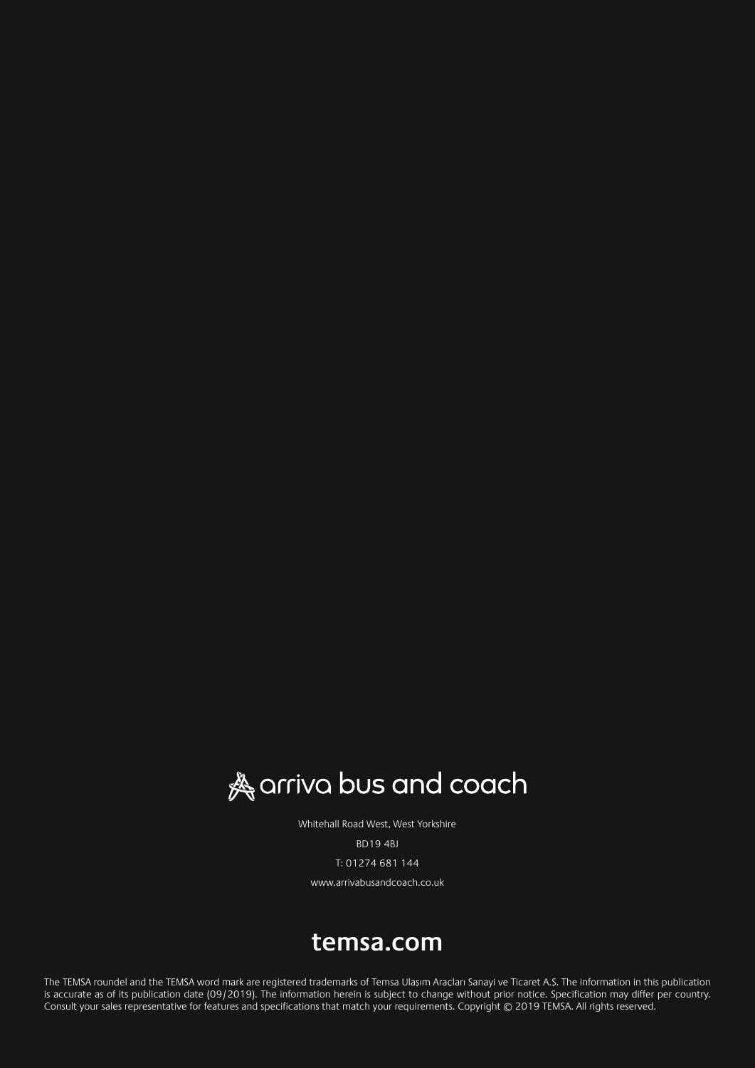arriva bus and coach

Whitehall Road West, West Yorkshire

BD19 4BJ

T: 01274 681 144

www.arrivabusandcoach.co.uk

**temsa.com**

The TEMSA roundel and the TEMSA word mark are registered trademarks of Temsa Ulaşım Araçları Sanayi ve Ticaret A.S. The information in this publication is accurate as of its publication date (09/2019). The information herein is subject to change without prior notice. Specification may differ per country. Consult your sales representative for features and specifications that match your requirements. Copyright © 2019 TEMSA. All rights reserved.